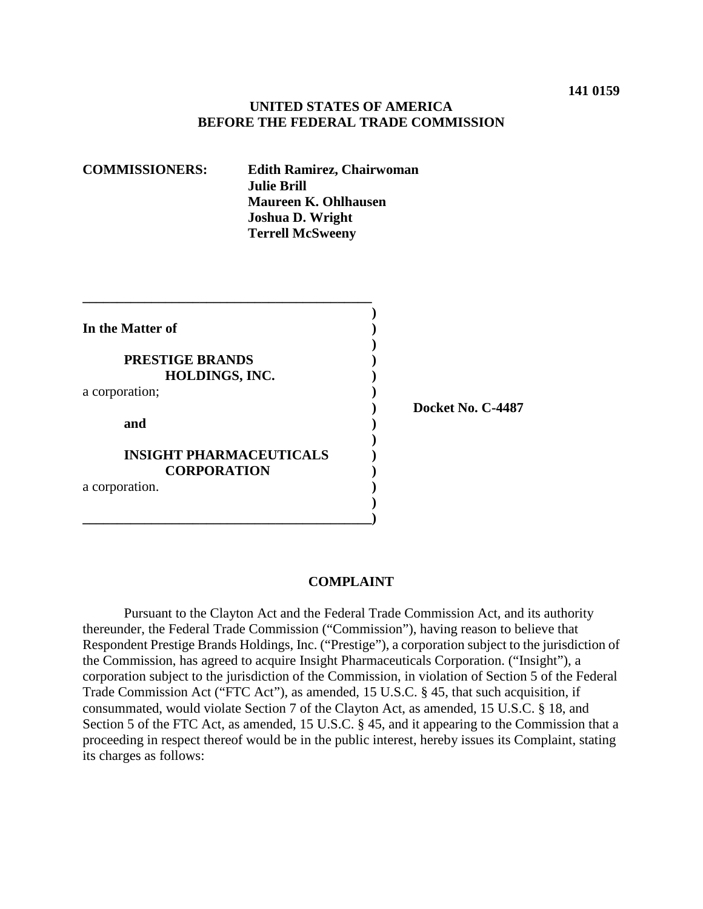**141 0159**

**UNITED STATES OF AMERICA**
**BEFORE THE FEDERAL TRADE COMMISSION**

**COMMISSIONERS:** **Edith Ramirez, Chairwoman**
**Julie Brill**
**Maureen K. Ohlhausen**
**Joshua D. Wright**
**Terrell McSweeny**

**In the Matter of**

**PRESTIGE BRANDS HOLDINGS, INC.**
a corporation;

**and**

**INSIGHT PHARMACEUTICALS CORPORATION**
a corporation.

**Docket No. C-4487**

## COMPLAINT

Pursuant to the Clayton Act and the Federal Trade Commission Act, and its authority thereunder, the Federal Trade Commission ("Commission"), having reason to believe that Respondent Prestige Brands Holdings, Inc. ("Prestige"), a corporation subject to the jurisdiction of the Commission, has agreed to acquire Insight Pharmaceuticals Corporation. ("Insight"), a corporation subject to the jurisdiction of the Commission, in violation of Section 5 of the Federal Trade Commission Act ("FTC Act"), as amended, 15 U.S.C. § 45, that such acquisition, if consummated, would violate Section 7 of the Clayton Act, as amended, 15 U.S.C. § 18, and Section 5 of the FTC Act, as amended, 15 U.S.C. § 45, and it appearing to the Commission that a proceeding in respect thereof would be in the public interest, hereby issues its Complaint, stating its charges as follows: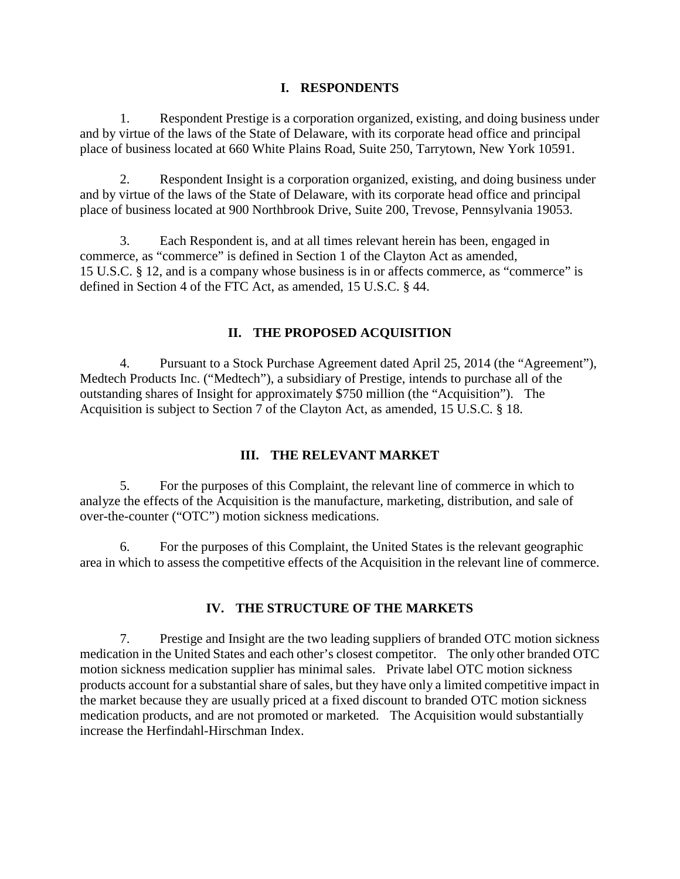## I. RESPONDENTS

1. Respondent Prestige is a corporation organized, existing, and doing business under and by virtue of the laws of the State of Delaware, with its corporate head office and principal place of business located at 660 White Plains Road, Suite 250, Tarrytown, New York 10591.

2. Respondent Insight is a corporation organized, existing, and doing business under and by virtue of the laws of the State of Delaware, with its corporate head office and principal place of business located at 900 Northbrook Drive, Suite 200, Trevose, Pennsylvania 19053.

3. Each Respondent is, and at all times relevant herein has been, engaged in commerce, as "commerce" is defined in Section 1 of the Clayton Act as amended, 15 U.S.C. § 12, and is a company whose business is in or affects commerce, as "commerce" is defined in Section 4 of the FTC Act, as amended, 15 U.S.C. § 44.

## II. THE PROPOSED ACQUISITION

4. Pursuant to a Stock Purchase Agreement dated April 25, 2014 (the "Agreement"), Medtech Products Inc. ("Medtech"), a subsidiary of Prestige, intends to purchase all of the outstanding shares of Insight for approximately $750 million (the "Acquisition"). The Acquisition is subject to Section 7 of the Clayton Act, as amended, 15 U.S.C. § 18.

## III. THE RELEVANT MARKET

5. For the purposes of this Complaint, the relevant line of commerce in which to analyze the effects of the Acquisition is the manufacture, marketing, distribution, and sale of over-the-counter ("OTC") motion sickness medications.

6. For the purposes of this Complaint, the United States is the relevant geographic area in which to assess the competitive effects of the Acquisition in the relevant line of commerce.

## IV. THE STRUCTURE OF THE MARKETS

7. Prestige and Insight are the two leading suppliers of branded OTC motion sickness medication in the United States and each other's closest competitor. The only other branded OTC motion sickness medication supplier has minimal sales. Private label OTC motion sickness products account for a substantial share of sales, but they have only a limited competitive impact in the market because they are usually priced at a fixed discount to branded OTC motion sickness medication products, and are not promoted or marketed. The Acquisition would substantially increase the Herfindahl-Hirschman Index.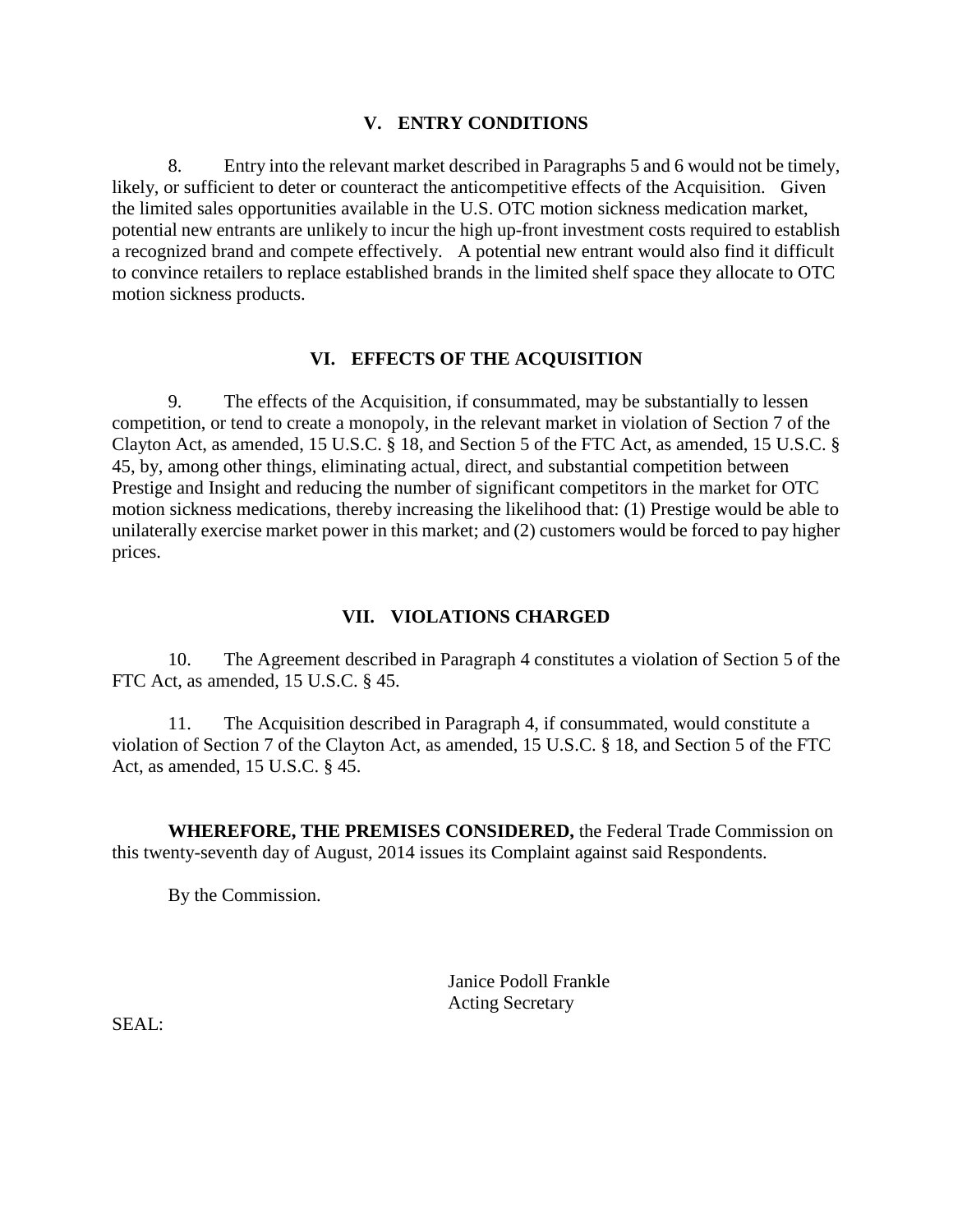## V. ENTRY CONDITIONS

8. Entry into the relevant market described in Paragraphs 5 and 6 would not be timely, likely, or sufficient to deter or counteract the anticompetitive effects of the Acquisition. Given the limited sales opportunities available in the U.S. OTC motion sickness medication market, potential new entrants are unlikely to incur the high up-front investment costs required to establish a recognized brand and compete effectively. A potential new entrant would also find it difficult to convince retailers to replace established brands in the limited shelf space they allocate to OTC motion sickness products.

## VI. EFFECTS OF THE ACQUISITION

9. The effects of the Acquisition, if consummated, may be substantially to lessen competition, or tend to create a monopoly, in the relevant market in violation of Section 7 of the Clayton Act, as amended, 15 U.S.C. § 18, and Section 5 of the FTC Act, as amended, 15 U.S.C. § 45, by, among other things, eliminating actual, direct, and substantial competition between Prestige and Insight and reducing the number of significant competitors in the market for OTC motion sickness medications, thereby increasing the likelihood that: (1) Prestige would be able to unilaterally exercise market power in this market; and (2) customers would be forced to pay higher prices.

## VII. VIOLATIONS CHARGED

10. The Agreement described in Paragraph 4 constitutes a violation of Section 5 of the FTC Act, as amended, 15 U.S.C. § 45.

11. The Acquisition described in Paragraph 4, if consummated, would constitute a violation of Section 7 of the Clayton Act, as amended, 15 U.S.C. § 18, and Section 5 of the FTC Act, as amended, 15 U.S.C. § 45.

**WHEREFORE, THE PREMISES CONSIDERED,** the Federal Trade Commission on this twenty-seventh day of August, 2014 issues its Complaint against said Respondents.

By the Commission.

Janice Podoll Frankle
Acting Secretary

SEAL: